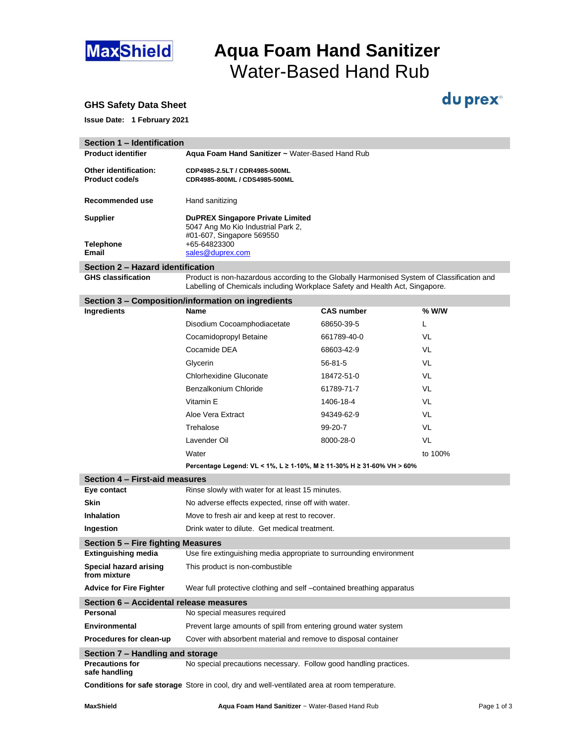**MaxShield**

# Aqua Foam Hand Sanitizer
Water-Based Hand Rub

**du prex**

## GHS Safety Data Sheet

**Issue Date: 1 February 2021**

## Section 1 – Identification

| | |
|---|---|
| **Product identifier** | **Aqua Foam Hand Sanitizer ~** Water-Based Hand Rub |
| **Other identification: Product code/s** | **CDP4985-2.5LT / CDR4985-500ML**<br>**CDR4985-800ML / CDS4985-500ML** |
| **Recommended use** | Hand sanitizing |
| **Supplier** | **DuPREX Singapore Private Limited**<br>5047 Ang Mo Kio Industrial Park 2,<br>#01-607, Singapore 569550 |
| **Telephone** | +65-64823300 |
| **Email** | sales@duprex.com |

## Section 2 – Hazard identification

| | |
|---|---|
| **GHS classification** | Product is non-hazardous according to the Globally Harmonised System of Classification and Labelling of Chemicals including Workplace Safety and Health Act, Singapore. |

## Section 3 – Composition/information on ingredients

**Ingredients**

| Name | CAS number | % W/W |
|---|---|---|
| Disodium Cocoamphodiacetate | 68650-39-5 | L |
| Cocamidopropyl Betaine | 661789-40-0 | VL |
| Cocamide DEA | 68603-42-9 | VL |
| Glycerin | 56-81-5 | VL |
| Chlorhexidine Gluconate | 18472-51-0 | VL |
| Benzalkonium Chloride | 61789-71-7 | VL |
| Vitamin E | 1406-18-4 | VL |
| Aloe Vera Extract | 94349-62-9 | VL |
| Trehalose | 99-20-7 | VL |
| Lavender Oil | 8000-28-0 | VL |
| Water | | to 100% |

**Percentage Legend: VL < 1%, L ≥ 1-10%, M ≥ 11-30% H ≥ 31-60% VH > 60%**

## Section 4 – First-aid measures

| | |
|---|---|
| **Eye contact** | Rinse slowly with water for at least 15 minutes. |
| **Skin** | No adverse effects expected, rinse off with water. |
| **Inhalation** | Move to fresh air and keep at rest to recover. |
| **Ingestion** | Drink water to dilute. Get medical treatment. |

## Section 5 – Fire fighting Measures

| | |
|---|---|
| **Extinguishing media** | Use fire extinguishing media appropriate to surrounding environment |
| **Special hazard arising from mixture** | This product is non-combustible |
| **Advice for Fire Fighter** | Wear full protective clothing and self –contained breathing apparatus |

## Section 6 – Accidental release measures

| | |
|---|---|
| **Personal** | No special measures required |
| **Environmental** | Prevent large amounts of spill from entering ground water system |
| **Procedures for clean-up** | Cover with absorbent material and remove to disposal container |

## Section 7 – Handling and storage

| | |
|---|---|
| **Precautions for safe handling** | No special precautions necessary. Follow good handling practices. |
| **Conditions for safe storage** | Store in cool, dry and well-ventilated area at room temperature. |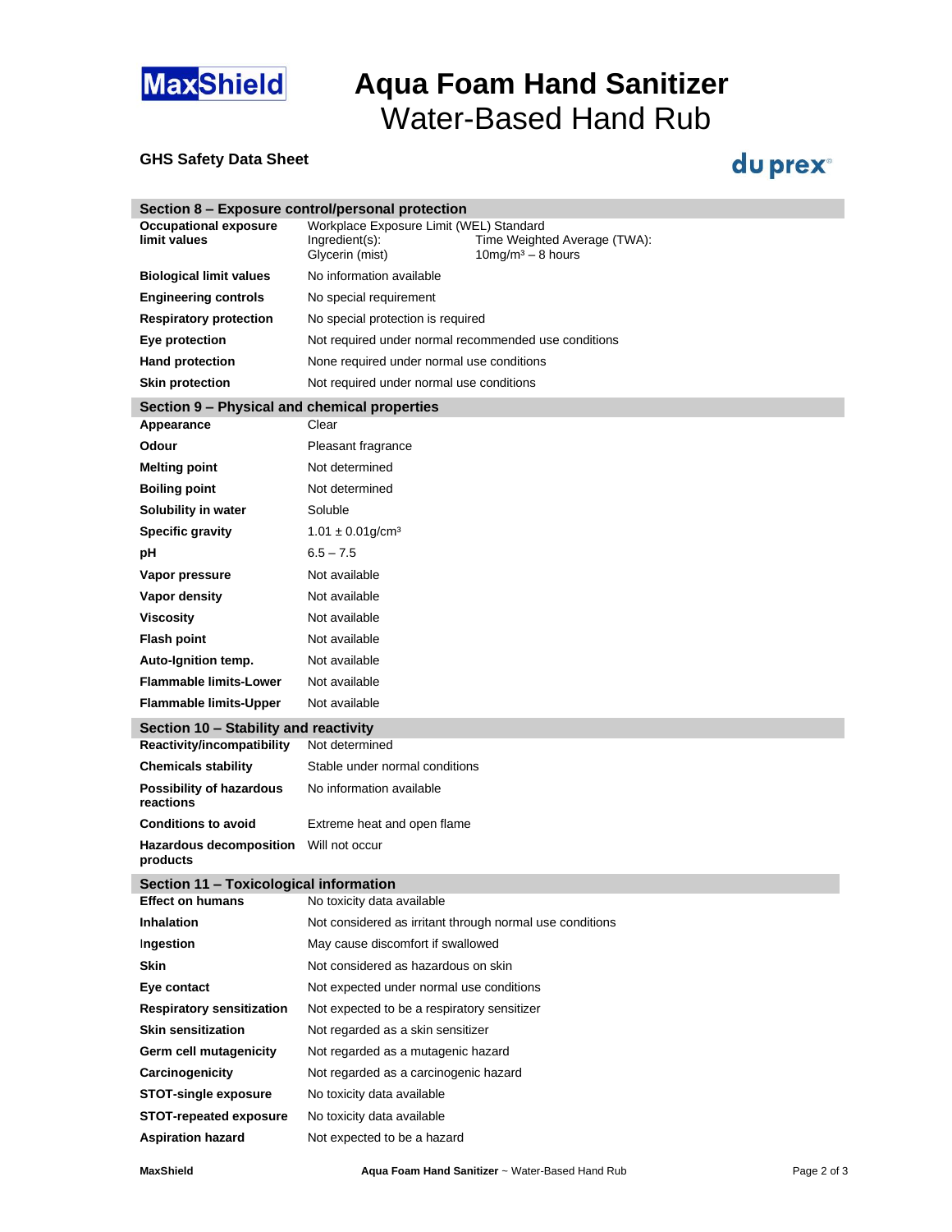# Aqua Foam Hand Sanitizer
Water-Based Hand Rub

**GHS Safety Data Sheet**

du prex®

## Section 8 – Exposure control/personal protection

| | |
|---|---|
| **Occupational exposure limit values** | Workplace Exposure Limit (WEL) Standard<br>Ingredient(s): Glycerin (mist) — Time Weighted Average (TWA): $10 mg/m^3$ – 8 hours |
| **Biological limit values** | No information available |
| **Engineering controls** | No special requirement |
| **Respiratory protection** | No special protection is required |
| **Eye protection** | Not required under normal recommended use conditions |
| **Hand protection** | None required under normal use conditions |
| **Skin protection** | Not required under normal use conditions |

## Section 9 – Physical and chemical properties

| | |
|---|---|
| **Appearance** | Clear |
| **Odour** | Pleasant fragrance |
| **Melting point** | Not determined |
| **Boiling point** | Not determined |
| **Solubility in water** | Soluble |
| **Specific gravity** | $1.01 \pm 0.01 g/cm^3$ |
| **pH** | 6.5 – 7.5 |
| **Vapor pressure** | Not available |
| **Vapor density** | Not available |
| **Viscosity** | Not available |
| **Flash point** | Not available |
| **Auto-Ignition temp.** | Not available |
| **Flammable limits-Lower** | Not available |
| **Flammable limits-Upper** | Not available |

## Section 10 – Stability and reactivity

| | |
|---|---|
| **Reactivity/incompatibility** | Not determined |
| **Chemicals stability** | Stable under normal conditions |
| **Possibility of hazardous reactions** | No information available |
| **Conditions to avoid** | Extreme heat and open flame |
| **Hazardous decomposition products** | Will not occur |

## Section 11 – Toxicological information

| | |
|---|---|
| **Effect on humans** | No toxicity data available |
| **Inhalation** | Not considered as irritant through normal use conditions |
| **Ingestion** | May cause discomfort if swallowed |
| **Skin** | Not considered as hazardous on skin |
| **Eye contact** | Not expected under normal use conditions |
| **Respiratory sensitization** | Not expected to be a respiratory sensitizer |
| **Skin sensitization** | Not regarded as a skin sensitizer |
| **Germ cell mutagenicity** | Not regarded as a mutagenic hazard |
| **Carcinogenicity** | Not regarded as a carcinogenic hazard |
| **STOT-single exposure** | No toxicity data available |
| **STOT-repeated exposure** | No toxicity data available |
| **Aspiration hazard** | Not expected to be a hazard |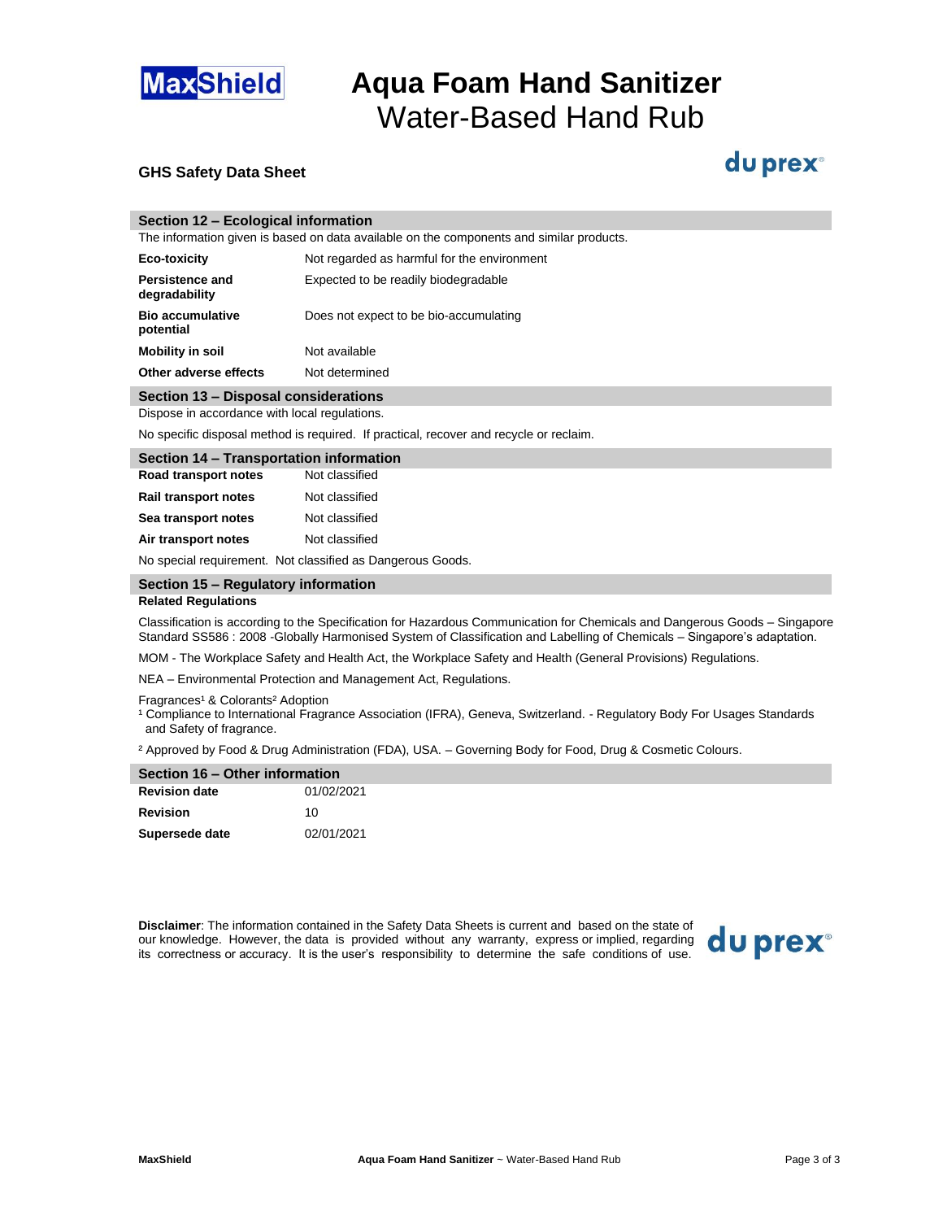# Aqua Foam Hand Sanitizer

Water-Based Hand Rub

**GHS Safety Data Sheet**

## Section 12 – Ecological information

The information given is based on data available on the components and similar products.

| | |
|---|---|
| **Eco-toxicity** | Not regarded as harmful for the environment |
| **Persistence and degradability** | Expected to be readily biodegradable |
| **Bio accumulative potential** | Does not expect to be bio-accumulating |
| **Mobility in soil** | Not available |
| **Other adverse effects** | Not determined |

## Section 13 – Disposal considerations

Dispose in accordance with local regulations.

No specific disposal method is required. If practical, recover and recycle or reclaim.

## Section 14 – Transportation information

| | |
|---|---|
| **Road transport notes** | Not classified |
| **Rail transport notes** | Not classified |
| **Sea transport notes** | Not classified |
| **Air transport notes** | Not classified |

No special requirement. Not classified as Dangerous Goods.

## Section 15 – Regulatory information

**Related Regulations**

Classification is according to the Specification for Hazardous Communication for Chemicals and Dangerous Goods – Singapore Standard SS586 : 2008 -Globally Harmonised System of Classification and Labelling of Chemicals – Singapore's adaptation.

MOM - The Workplace Safety and Health Act, the Workplace Safety and Health (General Provisions) Regulations.

NEA – Environmental Protection and Management Act, Regulations.

Fragrances[1] & Colorants[2] Adoption

[1] Compliance to International Fragrance Association (IFRA), Geneva, Switzerland. - Regulatory Body For Usages Standards and Safety of fragrance.

[2] Approved by Food & Drug Administration (FDA), USA. – Governing Body for Food, Drug & Cosmetic Colours.

## Section 16 – Other information

| | |
|---|---|
| **Revision date** | 01/02/2021 |
| **Revision** | 10 |
| **Supersede date** | 02/01/2021 |

**Disclaimer**: The information contained in the Safety Data Sheets is current and based on the state of our knowledge. However, the data is provided without any warranty, express or implied, regarding its correctness or accuracy. It is the user's responsibility to determine the safe conditions of use.